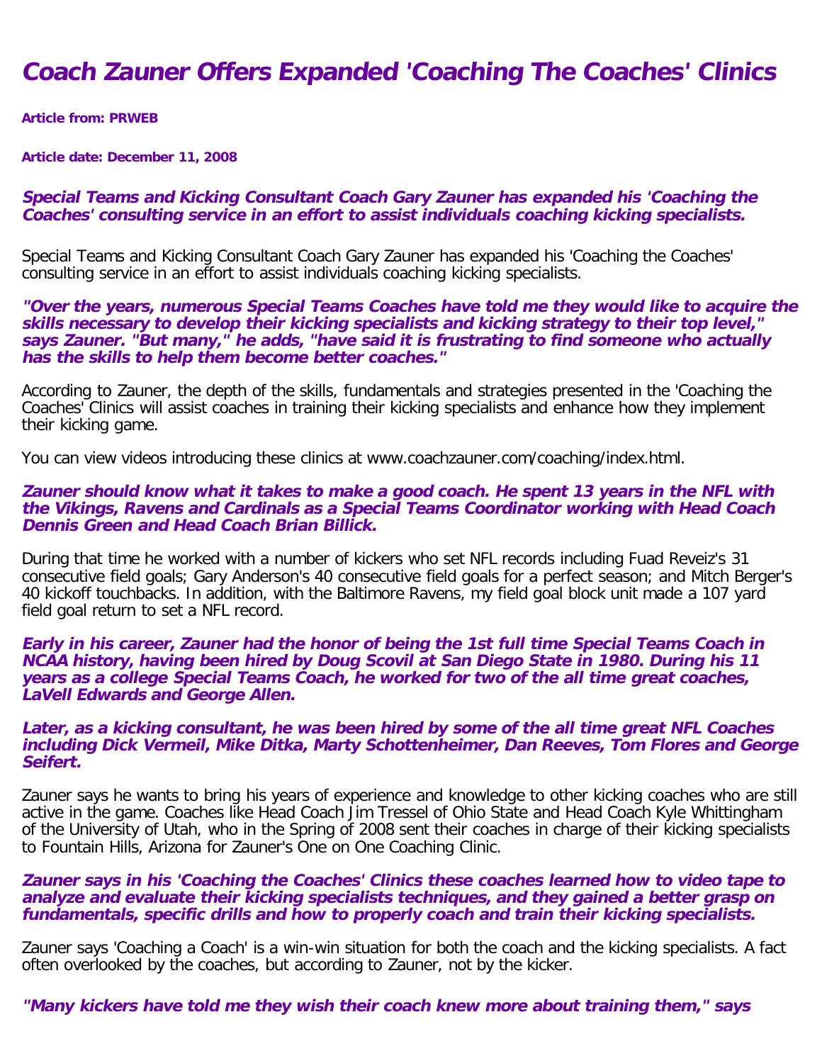# *Coach Zauner Offers Expanded 'Coaching The Coaches' Clinics*

**Article from: PRWEB**

**Article date: December 11, 2008**

***Special Teams and Kicking Consultant Coach Gary Zauner has expanded his 'Coaching the Coaches' consulting service in an effort to assist individuals coaching kicking specialists.***

Special Teams and Kicking Consultant Coach Gary Zauner has expanded his 'Coaching the Coaches' consulting service in an effort to assist individuals coaching kicking specialists.

***"Over the years, numerous Special Teams Coaches have told me they would like to acquire the skills necessary to develop their kicking specialists and kicking strategy to their top level," says Zauner. "But many," he adds, "have said it is frustrating to find someone who actually has the skills to help them become better coaches."***

According to Zauner, the depth of the skills, fundamentals and strategies presented in the 'Coaching the Coaches' Clinics will assist coaches in training their kicking specialists and enhance how they implement their kicking game.

You can view videos introducing these clinics at www.coachzauner.com/coaching/index.html.

***Zauner should know what it takes to make a good coach. He spent 13 years in the NFL with the Vikings, Ravens and Cardinals as a Special Teams Coordinator working with Head Coach Dennis Green and Head Coach Brian Billick.***

During that time he worked with a number of kickers who set NFL records including Fuad Reveiz's 31 consecutive field goals; Gary Anderson's 40 consecutive field goals for a perfect season; and Mitch Berger's 40 kickoff touchbacks. In addition, with the Baltimore Ravens, my field goal block unit made a 107 yard field goal return to set a NFL record.

***Early in his career, Zauner had the honor of being the 1st full time Special Teams Coach in NCAA history, having been hired by Doug Scovil at San Diego State in 1980. During his 11 years as a college Special Teams Coach, he worked for two of the all time great coaches, LaVell Edwards and George Allen.***

***Later, as a kicking consultant, he was been hired by some of the all time great NFL Coaches including Dick Vermeil, Mike Ditka, Marty Schottenheimer, Dan Reeves, Tom Flores and George Seifert.***

Zauner says he wants to bring his years of experience and knowledge to other kicking coaches who are still active in the game. Coaches like Head Coach Jim Tressel of Ohio State and Head Coach Kyle Whittingham of the University of Utah, who in the Spring of 2008 sent their coaches in charge of their kicking specialists to Fountain Hills, Arizona for Zauner's One on One Coaching Clinic.

***Zauner says in his 'Coaching the Coaches' Clinics these coaches learned how to video tape to analyze and evaluate their kicking specialists techniques, and they gained a better grasp on fundamentals, specific drills and how to properly coach and train their kicking specialists.***

Zauner says 'Coaching a Coach' is a win-win situation for both the coach and the kicking specialists. A fact often overlooked by the coaches, but according to Zauner, not by the kicker.

***"Many kickers have told me they wish their coach knew more about training them," says***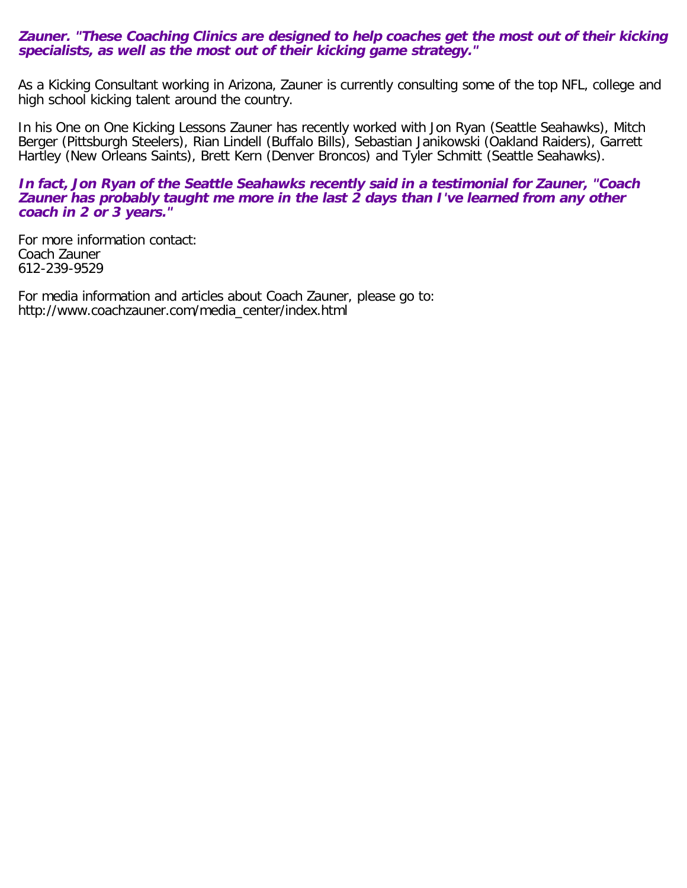***Zauner. "These Coaching Clinics are designed to help coaches get the most out of their kicking specialists, as well as the most out of their kicking game strategy."***

As a Kicking Consultant working in Arizona, Zauner is currently consulting some of the top NFL, college and high school kicking talent around the country.

In his One on One Kicking Lessons Zauner has recently worked with Jon Ryan (Seattle Seahawks), Mitch Berger (Pittsburgh Steelers), Rian Lindell (Buffalo Bills), Sebastian Janikowski (Oakland Raiders), Garrett Hartley (New Orleans Saints), Brett Kern (Denver Broncos) and Tyler Schmitt (Seattle Seahawks).

***In fact, Jon Ryan of the Seattle Seahawks recently said in a testimonial for Zauner, "Coach Zauner has probably taught me more in the last 2 days than I've learned from any other coach in 2 or 3 years."***

For more information contact:
Coach Zauner
612-239-9529

For media information and articles about Coach Zauner, please go to:
http://www.coachzauner.com/media_center/index.html